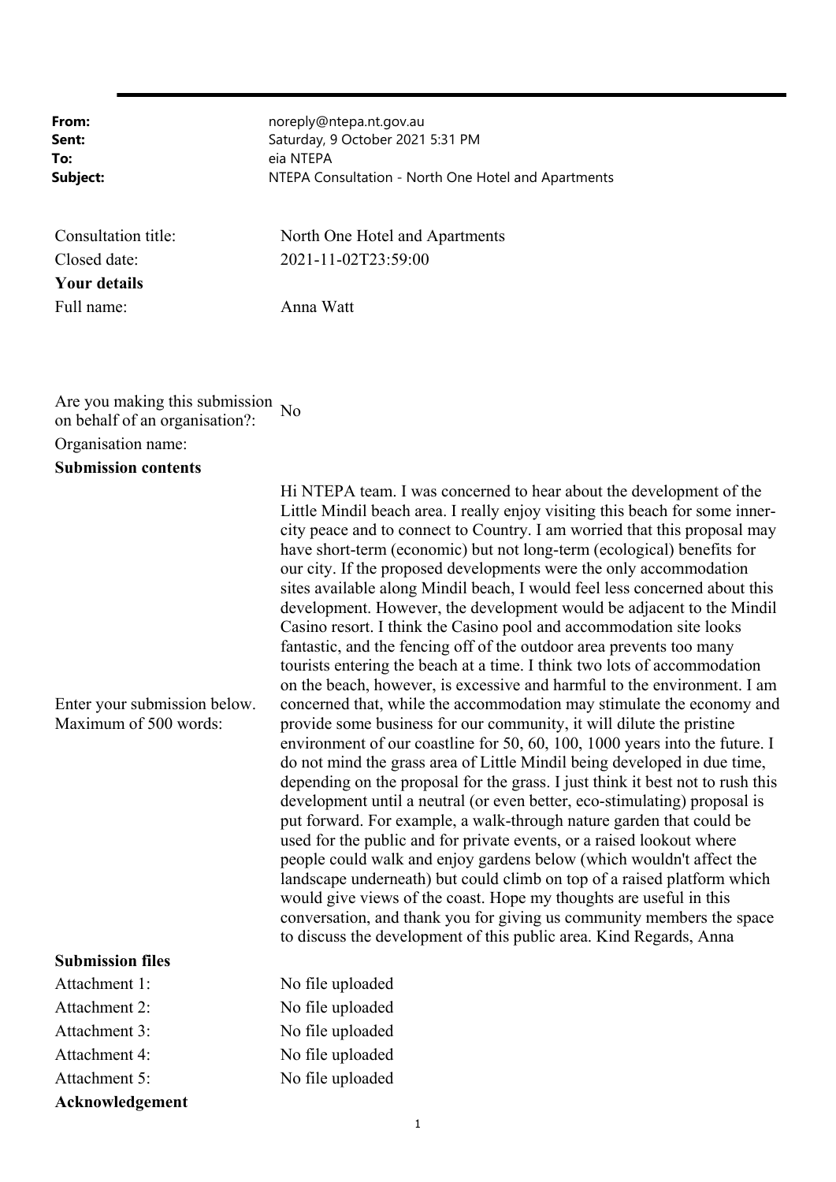| | |
|---|---|
| **From:** | noreply@ntepa.nt.gov.au |
| **Sent:** | Saturday, 9 October 2021 5:31 PM |
| **To:** | eia NTEPA |
| **Subject:** | NTEPA Consultation - North One Hotel and Apartments |

| | |
|---|---|
| Consultation title: | North One Hotel and Apartments |
| Closed date: | 2021-11-02T23:59:00 |
| **Your details** | |
| Full name: | Anna Watt |
| Are you making this submission on behalf of an organisation?: | No |
| Organisation name: | |
| **Submission contents** | |
| Enter your submission below. Maximum of 500 words: | Hi NTEPA team. I was concerned to hear about the development of the Little Mindil beach area. I really enjoy visiting this beach for some inner-city peace and to connect to Country. I am worried that this proposal may have short-term (economic) but not long-term (ecological) benefits for our city. If the proposed developments were the only accommodation sites available along Mindil beach, I would feel less concerned about this development. However, the development would be adjacent to the Mindil Casino resort. I think the Casino pool and accommodation site looks fantastic, and the fencing off of the outdoor area prevents too many tourists entering the beach at a time. I think two lots of accommodation on the beach, however, is excessive and harmful to the environment. I am concerned that, while the accommodation may stimulate the economy and provide some business for our community, it will dilute the pristine environment of our coastline for 50, 60, 100, 1000 years into the future. I do not mind the grass area of Little Mindil being developed in due time, depending on the proposal for the grass. I just think it best not to rush this development until a neutral (or even better, eco-stimulating) proposal is put forward. For example, a walk-through nature garden that could be used for the public and for private events, or a raised lookout where people could walk and enjoy gardens below (which wouldn't affect the landscape underneath) but could climb on top of a raised platform which would give views of the coast. Hope my thoughts are useful in this conversation, and thank you for giving us community members the space to discuss the development of this public area. Kind Regards, Anna |
| **Submission files** | |
| Attachment 1: | No file uploaded |
| Attachment 2: | No file uploaded |
| Attachment 3: | No file uploaded |
| Attachment 4: | No file uploaded |
| Attachment 5: | No file uploaded |
| **Acknowledgement** | |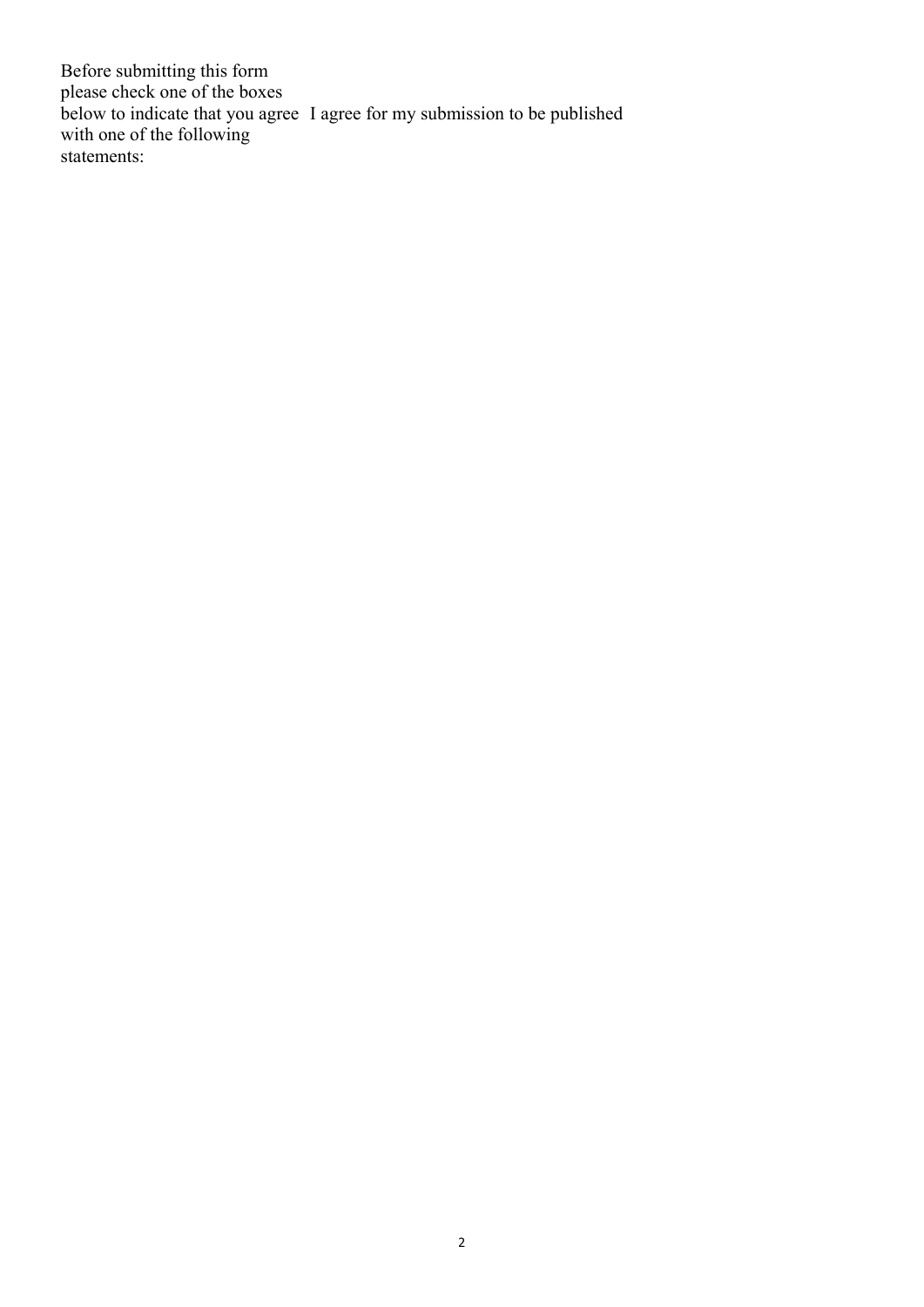| | |
|---|---|
| Before submitting this form please check one of the boxes below to indicate that you agree with one of the following statements: | I agree for my submission to be published |